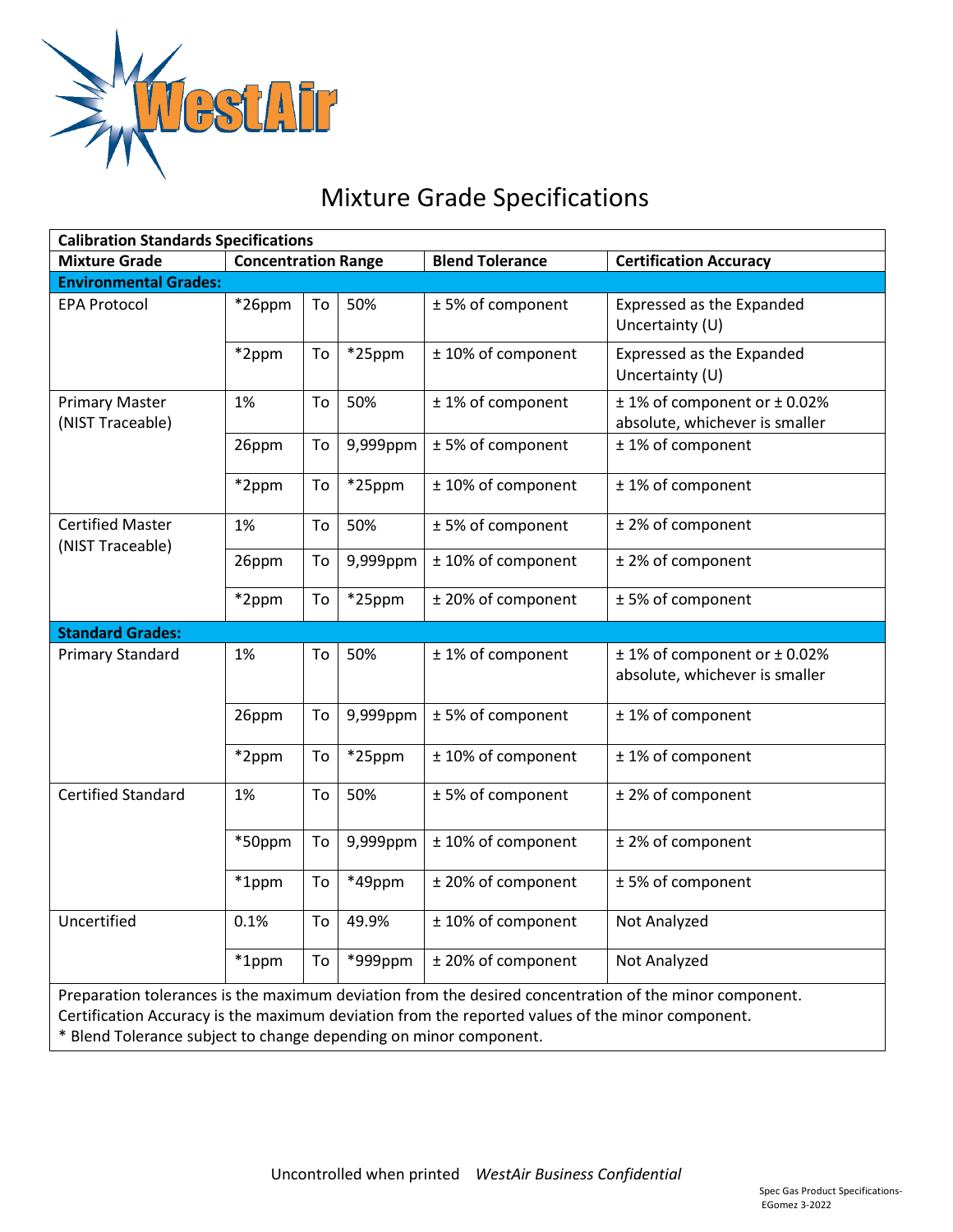WestAir

# Mixture Grade Specifications

| Calibration Standards Specifications | | | | | |
|---|---|---|---|---|---|
| **Mixture Grade** | **Concentration Range** | | | **Blend Tolerance** | **Certification Accuracy** |
| **Environmental Grades:** | | | | | |
| EPA Protocol | *26ppm | To | 50% | ± 5% of component | Expressed as the Expanded Uncertainty (U) |
| | *2ppm | To | *25ppm | ± 10% of component | Expressed as the Expanded Uncertainty (U) |
| Primary Master (NIST Traceable) | 1% | To | 50% | ± 1% of component | ± 1% of component or ± 0.02% absolute, whichever is smaller |
| | 26ppm | To | 9,999ppm | ± 5% of component | ± 1% of component |
| | *2ppm | To | *25ppm | ± 10% of component | ± 1% of component |
| Certified Master (NIST Traceable) | 1% | To | 50% | ± 5% of component | ± 2% of component |
| | 26ppm | To | 9,999ppm | ± 10% of component | ± 2% of component |
| | *2ppm | To | *25ppm | ± 20% of component | ± 5% of component |
| **Standard Grades:** | | | | | |
| Primary Standard | 1% | To | 50% | ± 1% of component | ± 1% of component or ± 0.02% absolute, whichever is smaller |
| | 26ppm | To | 9,999ppm | ± 5% of component | ± 1% of component |
| | *2ppm | To | *25ppm | ± 10% of component | ± 1% of component |
| Certified Standard | 1% | To | 50% | ± 5% of component | ± 2% of component |
| | *50ppm | To | 9,999ppm | ± 10% of component | ± 2% of component |
| | *1ppm | To | *49ppm | ± 20% of component | ± 5% of component |
| Uncertified | 0.1% | To | 49.9% | ± 10% of component | Not Analyzed |
| | *1ppm | To | *999ppm | ± 20% of component | Not Analyzed |

Preparation tolerances is the maximum deviation from the desired concentration of the minor component.
Certification Accuracy is the maximum deviation from the reported values of the minor component.
* Blend Tolerance subject to change depending on minor component.

Uncontrolled when printed *WestAir Business Confidential*

Spec Gas Product Specifications-EGomez 3-2022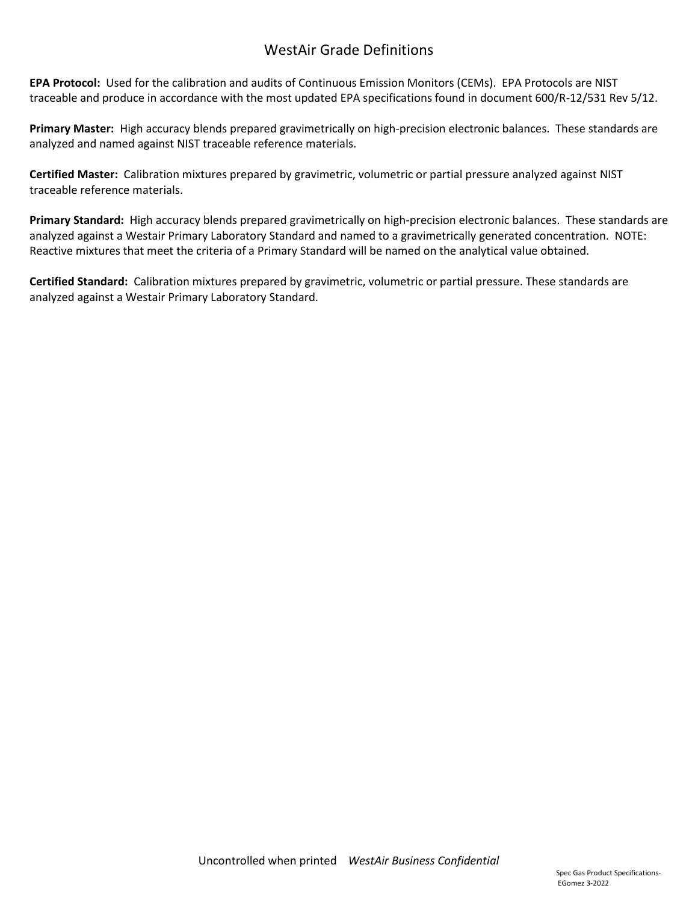# WestAir Grade Definitions

**EPA Protocol:** Used for the calibration and audits of Continuous Emission Monitors (CEMs). EPA Protocols are NIST traceable and produce in accordance with the most updated EPA specifications found in document 600/R-12/531 Rev 5/12.

**Primary Master:** High accuracy blends prepared gravimetrically on high-precision electronic balances. These standards are analyzed and named against NIST traceable reference materials.

**Certified Master:** Calibration mixtures prepared by gravimetric, volumetric or partial pressure analyzed against NIST traceable reference materials.

**Primary Standard:** High accuracy blends prepared gravimetrically on high-precision electronic balances. These standards are analyzed against a Westair Primary Laboratory Standard and named to a gravimetrically generated concentration. NOTE: Reactive mixtures that meet the criteria of a Primary Standard will be named on the analytical value obtained.

**Certified Standard:** Calibration mixtures prepared by gravimetric, volumetric or partial pressure. These standards are analyzed against a Westair Primary Laboratory Standard.